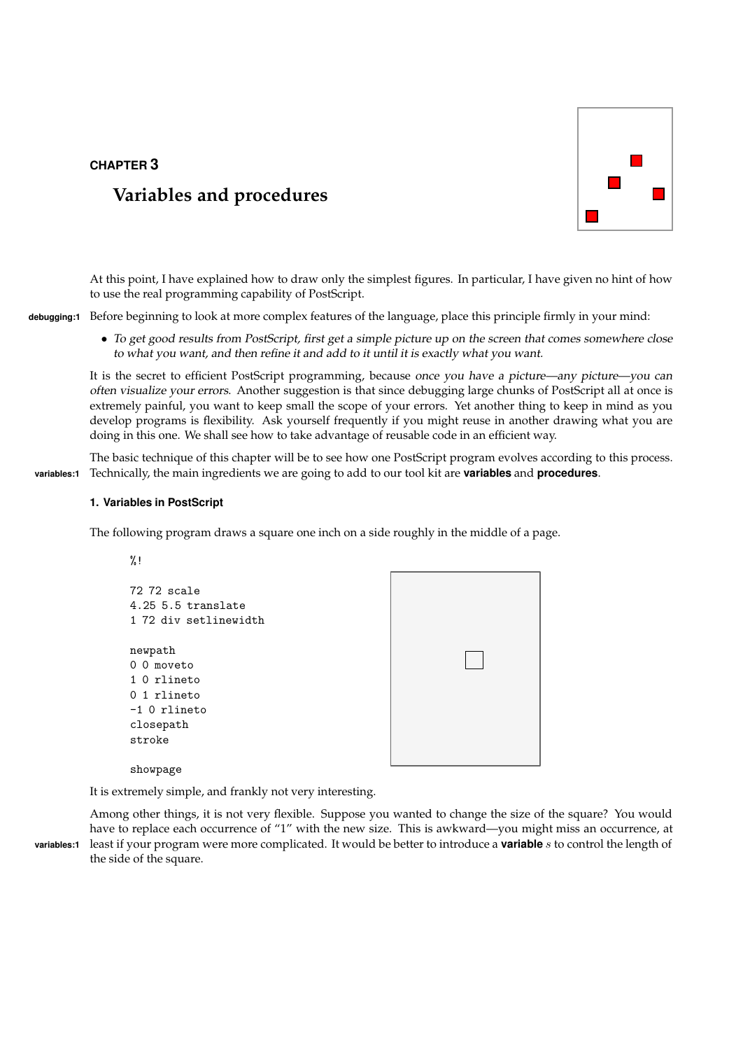CHAPTER 3

# Variables and procedures

At this point, I have explained how to draw only the simplest figures. In particular, I have given no hint of how to use the real programming capability of PostScript.

Before beginning to look at more complex features of the language, place this principle firmly in your mind:

- *To get good results from PostScript, first get a simple picture up on the screen that comes somewhere close to what you want, and then refine it and add to it until it is exactly what you want.*

It is the secret to efficient PostScript programming, because *once you have a picture—any picture—you can often visualize your errors*. Another suggestion is that since debugging large chunks of PostScript all at once is extremely painful, you want to keep small the scope of your errors. Yet another thing to keep in mind as you develop programs is flexibility. Ask yourself frequently if you might reuse in another drawing what you are doing in this one. We shall see how to take advantage of reusable code in an efficient way.

The basic technique of this chapter will be to see how one PostScript program evolves according to this process. Technically, the main ingredients we are going to add to our tool kit are **variables** and **procedures**.

## 1. Variables in PostScript

The following program draws a square one inch on a side roughly in the middle of a page.

```
%!

72 72 scale
4.25 5.5 translate
1 72 div setlinewidth

newpath
0 0 moveto
1 0 rlineto
0 1 rlineto
-1 0 rlineto
closepath
stroke

showpage
```

It is extremely simple, and frankly not very interesting.

Among other things, it is not very flexible. Suppose you wanted to change the size of the square? You would have to replace each occurrence of "1" with the new size. This is awkward—you might miss an occurrence, at least if your program were more complicated. It would be better to introduce a **variable** $s$ to control the length of the side of the square.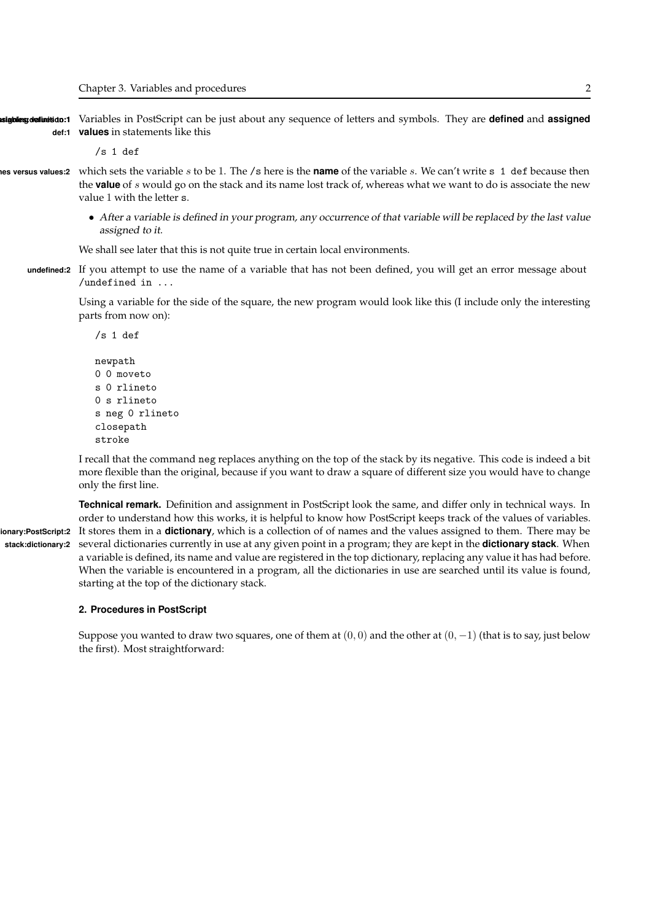Variables in PostScript can be just about any sequence of letters and symbols. They are **defined** and **assigned values** in statements like this

```
/s 1 def
```

which sets the variable $s$ to be 1. The /s here is the **name** of the variable $s$. We can't write s 1 def because then the **value** of $s$ would go on the stack and its name lost track of, whereas what we want to do is associate the new value 1 with the letter s.

- *After a variable is defined in your program, any occurrence of that variable will be replaced by the last value assigned to it.*

We shall see later that this is not quite true in certain local environments.

If you attempt to use the name of a variable that has not been defined, you will get an error message about /undefined in ...

Using a variable for the side of the square, the new program would look like this (I include only the interesting parts from now on):

```
/s 1 def

newpath
0 0 moveto
s 0 rlineto
0 s rlineto
s neg 0 rlineto
closepath
stroke
```

I recall that the command neg replaces anything on the top of the stack by its negative. This code is indeed a bit more flexible than the original, because if you want to draw a square of different size you would have to change only the first line.

**Technical remark.** Definition and assignment in PostScript look the same, and differ only in technical ways. In order to understand how this works, it is helpful to know how PostScript keeps track of the values of variables. It stores them in a **dictionary**, which is a collection of of names and the values assigned to them. There may be several dictionaries currently in use at any given point in a program; they are kept in the **dictionary stack**. When a variable is defined, its name and value are registered in the top dictionary, replacing any value it has had before. When the variable is encountered in a program, all the dictionaries in use are searched until its value is found, starting at the top of the dictionary stack.

## 2. Procedures in PostScript

Suppose you wanted to draw two squares, one of them at $(0, 0)$ and the other at $(0, -1)$ (that is to say, just below the first). Most straightforward: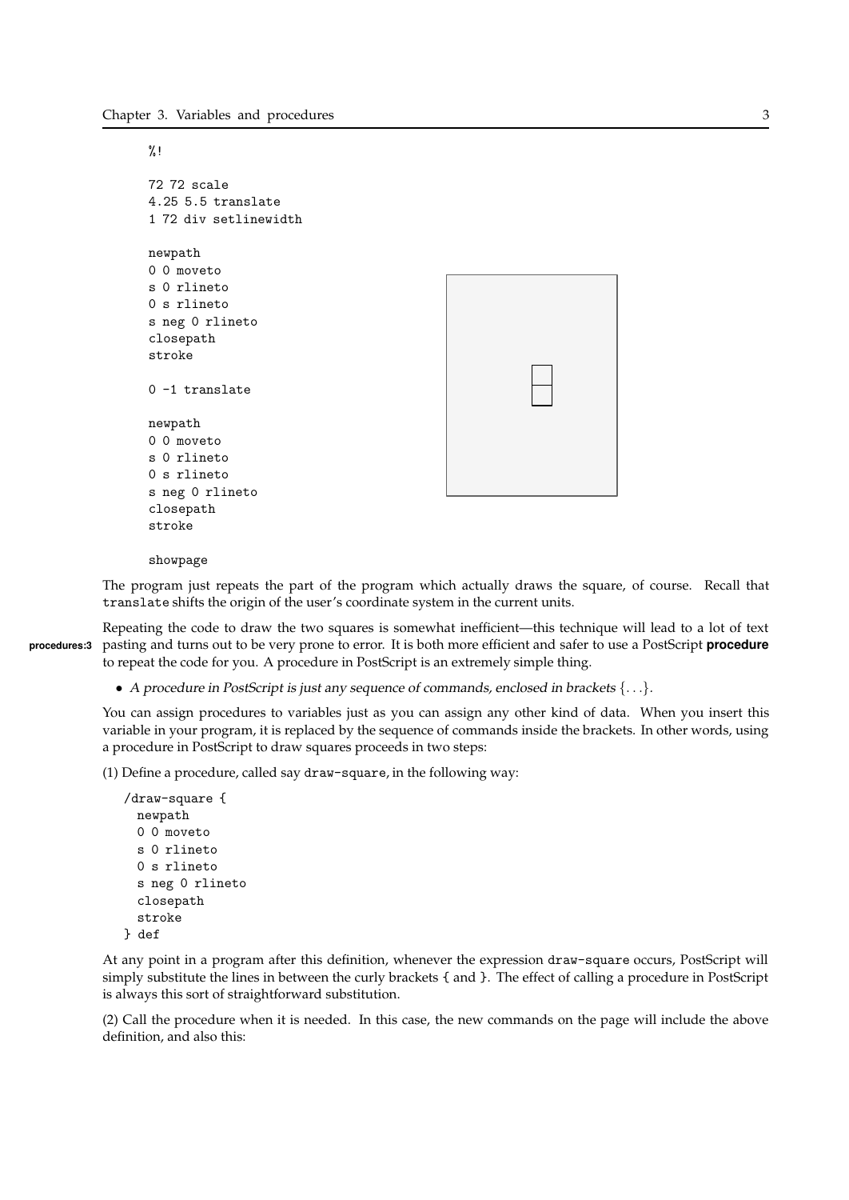```
%!

72 72 scale
4.25 5.5 translate
1 72 div setlinewidth

newpath
0 0 moveto
s 0 rlineto
0 s rlineto
s neg 0 rlineto
closepath
stroke

0 -1 translate

newpath
0 0 moveto
s 0 rlineto
0 s rlineto
s neg 0 rlineto
closepath
stroke

showpage
```

The program just repeats the part of the program which actually draws the square, of course. Recall that `translate` shifts the origin of the user's coordinate system in the current units.

Repeating the code to draw the two squares is somewhat inefficient—this technique will lead to a lot of text pasting and turns out to be very prone to error. It is both more efficient and safer to use a PostScript **procedure** to repeat the code for you. A procedure in PostScript is an extremely simple thing.

- *A procedure in PostScript is just any sequence of commands, enclosed in brackets* $\{\ldots\}$.

You can assign procedures to variables just as you can assign any other kind of data. When you insert this variable in your program, it is replaced by the sequence of commands inside the brackets. In other words, using a procedure in PostScript to draw squares proceeds in two steps:

(1) Define a procedure, called say `draw-square`, in the following way:

```
/draw-square {
  newpath
  0 0 moveto
  s 0 rlineto
  0 s rlineto
  s neg 0 rlineto
  closepath
  stroke
} def
```

At any point in a program after this definition, whenever the expression `draw-square` occurs, PostScript will simply substitute the lines in between the curly brackets { and }. The effect of calling a procedure in PostScript is always this sort of straightforward substitution.

(2) Call the procedure when it is needed. In this case, the new commands on the page will include the above definition, and also this: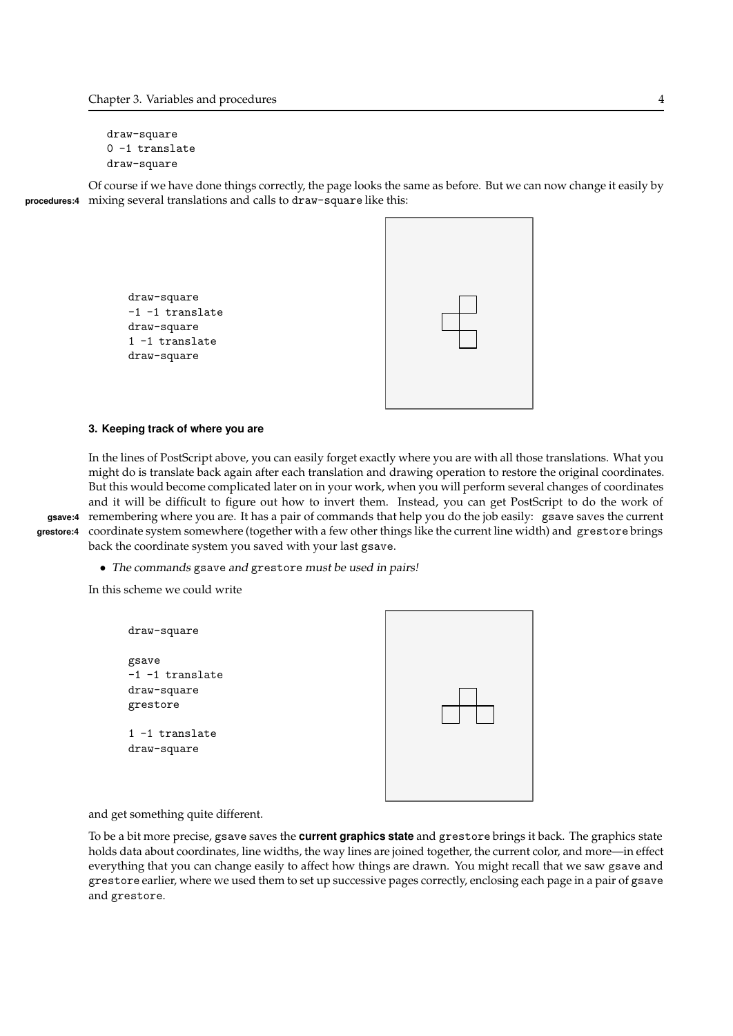```
draw-square
0 -1 translate
draw-square
```

Of course if we have done things correctly, the page looks the same as before. But we can now change it easily by mixing several translations and calls to draw-square like this:

```
draw-square
-1 -1 translate
draw-square
1 -1 translate
draw-square
```

### 3. Keeping track of where you are

In the lines of PostScript above, you can easily forget exactly where you are with all those translations. What you might do is translate back again after each translation and drawing operation to restore the original coordinates. But this would become complicated later on in your work, when you will perform several changes of coordinates and it will be difficult to figure out how to invert them. Instead, you can get PostScript to do the work of remembering where you are. It has a pair of commands that help you do the job easily: gsave saves the current coordinate system somewhere (together with a few other things like the current line width) and grestore brings back the coordinate system you saved with your last gsave.

- *The commands* gsave *and* grestore *must be used in pairs!*

In this scheme we could write

```
draw-square

gsave
-1 -1 translate
draw-square
grestore

1 -1 translate
draw-square
```

and get something quite different.

To be a bit more precise, gsave saves the **current graphics state** and grestore brings it back. The graphics state holds data about coordinates, line widths, the way lines are joined together, the current color, and more—in effect everything that you can change easily to affect how things are drawn. You might recall that we saw gsave and grestore earlier, where we used them to set up successive pages correctly, enclosing each page in a pair of gsave and grestore.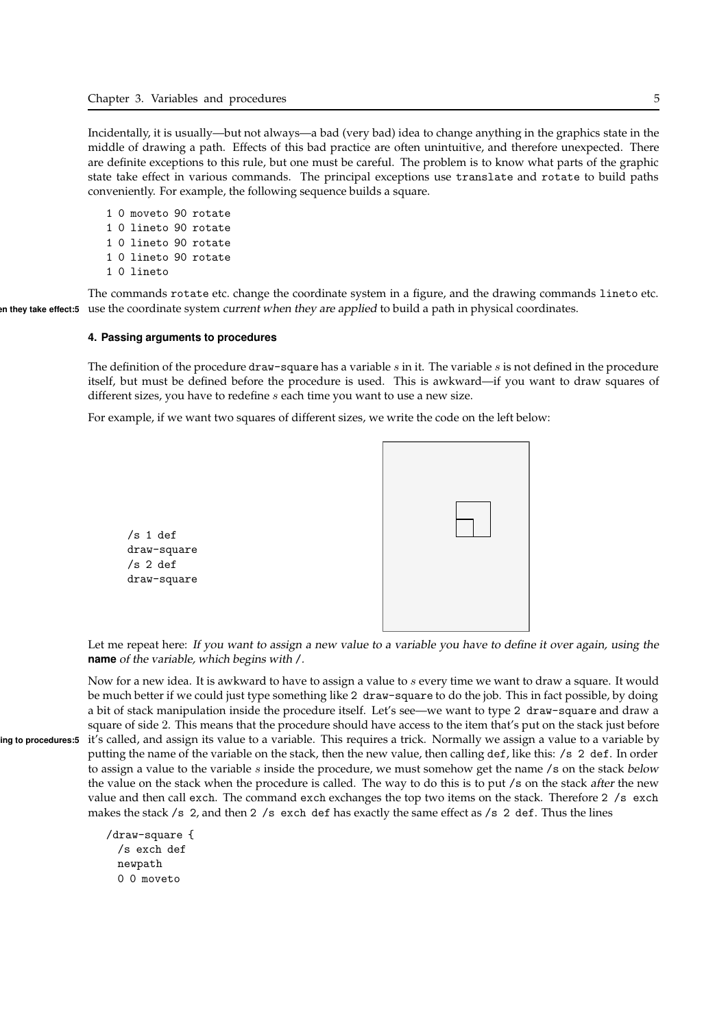Incidentally, it is usually—but not always—a bad (very bad) idea to change anything in the graphics state in the middle of drawing a path. Effects of this bad practice are often unintuitive, and therefore unexpected. There are definite exceptions to this rule, but one must be careful. The problem is to know what parts of the graphic state take effect in various commands. The principal exceptions use `translate` and `rotate` to build paths conveniently. For example, the following sequence builds a square.

```
1 0 moveto 90 rotate
1 0 lineto 90 rotate
1 0 lineto 90 rotate
1 0 lineto 90 rotate
1 0 lineto
```

The commands `rotate` etc. change the coordinate system in a figure, and the drawing commands `lineto` etc. use the coordinate system *current when they are applied* to build a path in physical coordinates.

#### 4. Passing arguments to procedures

The definition of the procedure `draw-square` has a variable $s$ in it. The variable $s$ is not defined in the procedure itself, but must be defined before the procedure is used. This is awkward—if you want to draw squares of different sizes, you have to redefine $s$ each time you want to use a new size.

For example, if we want two squares of different sizes, we write the code on the left below:

```
/s 1 def
draw-square
/s 2 def
draw-square
```

Let me repeat here: *If you want to assign a new value to a variable you have to define it over again, using the* **name** *of the variable, which begins with* `/`.

Now for a new idea. It is awkward to have to assign a value to $s$ every time we want to draw a square. It would be much better if we could just type something like `2 draw-square` to do the job. This in fact possible, by doing a bit of stack manipulation inside the procedure itself. Let's see—we want to type `2 draw-square` and draw a square of side 2. This means that the procedure should have access to the item that's put on the stack just before it's called, and assign its value to a variable. This requires a trick. Normally we assign a value to a variable by putting the name of the variable on the stack, then the new value, then calling `def`, like this: `/s 2 def`. In order to assign a value to the variable $s$ inside the procedure, we must somehow get the name `/s` on the stack *below* the value on the stack when the procedure is called. The way to do this is to put `/s` on the stack *after* the new value and then call `exch`. The command `exch` exchanges the top two items on the stack. Therefore `2 /s exch` makes the stack `/s 2`, and then `2 /s exch def` has exactly the same effect as `/s 2 def`. Thus the lines

```
/draw-square {
  /s exch def
  newpath
  0 0 moveto
```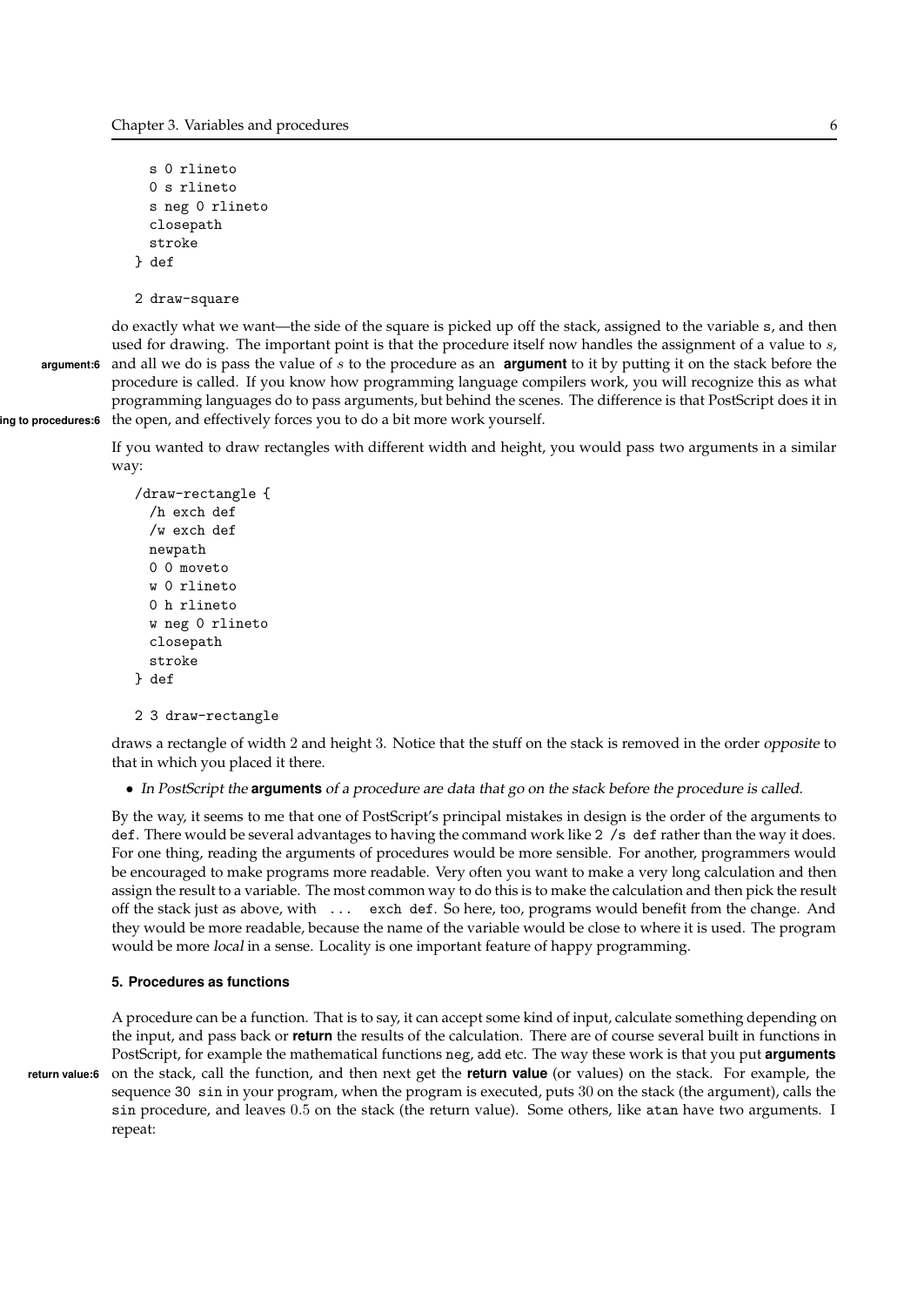```
  s 0 rlineto
  0 s rlineto
  s neg 0 rlineto
  closepath
  stroke
} def

2 draw-square
```

do exactly what we want—the side of the square is picked up off the stack, assigned to the variable s, and then used for drawing. The important point is that the procedure itself now handles the assignment of a value to $s$, and all we do is pass the value of $s$ to the procedure as an **argument** to it by putting it on the stack before the procedure is called. If you know how programming language compilers work, you will recognize this as what programming languages do to pass arguments, but behind the scenes. The difference is that PostScript does it in the open, and effectively forces you to do a bit more work yourself.

If you wanted to draw rectangles with different width and height, you would pass two arguments in a similar way:

```
/draw-rectangle {
  /h exch def
  /w exch def
  newpath
  0 0 moveto
  w 0 rlineto
  0 h rlineto
  w neg 0 rlineto
  closepath
  stroke
} def

2 3 draw-rectangle
```

draws a rectangle of width 2 and height 3. Notice that the stuff on the stack is removed in the order *opposite* to that in which you placed it there.

- *In PostScript the* **arguments** *of a procedure are data that go on the stack before the procedure is called.*

By the way, it seems to me that one of PostScript's principal mistakes in design is the order of the arguments to def. There would be several advantages to having the command work like 2 /s def rather than the way it does. For one thing, reading the arguments of procedures would be more sensible. For another, programmers would be encouraged to make programs more readable. Very often you want to make a very long calculation and then assign the result to a variable. The most common way to do this is to make the calculation and then pick the result off the stack just as above, with ... exch def. So here, too, programs would benefit from the change. And they would be more readable, because the name of the variable would be close to where it is used. The program would be more *local* in a sense. Locality is one important feature of happy programming.

### 5. Procedures as functions

A procedure can be a function. That is to say, it can accept some kind of input, calculate something depending on the input, and pass back or **return** the results of the calculation. There are of course several built in functions in PostScript, for example the mathematical functions neg, add etc. The way these work is that you put **arguments** on the stack, call the function, and then next get the **return value** (or values) on the stack. For example, the sequence 30 sin in your program, when the program is executed, puts 30 on the stack (the argument), calls the sin procedure, and leaves 0.5 on the stack (the return value). Some others, like atan have two arguments. I repeat: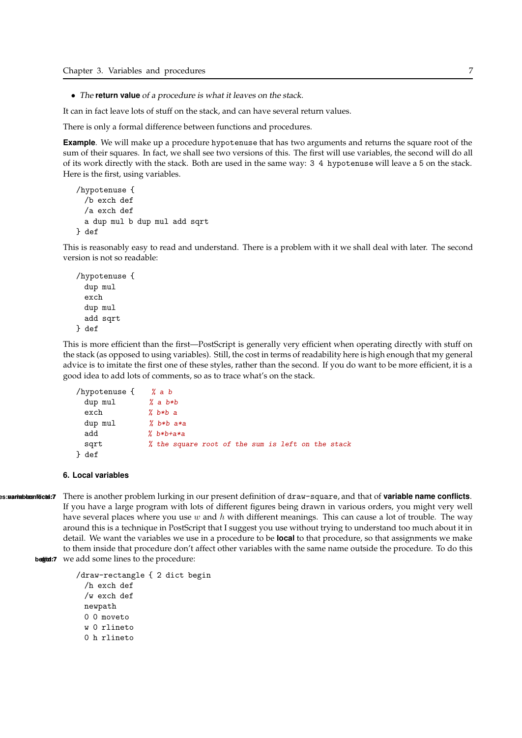- *The* **return value** *of a procedure is what it leaves on the stack.*

It can in fact leave lots of stuff on the stack, and can have several return values.

There is only a formal difference between functions and procedures.

**Example**. We will make up a procedure `hypotenuse` that has two arguments and returns the square root of the sum of their squares. In fact, we shall see two versions of this. The first will use variables, the second will do all of its work directly with the stack. Both are used in the same way: `3 4 hypotenuse` will leave a `5` on the stack. Here is the first, using variables.

```
/hypotenuse {
  /b exch def
  /a exch def
  a dup mul b dup mul add sqrt
} def
```

This is reasonably easy to read and understand. There is a problem with it we shall deal with later. The second version is not so readable:

```
/hypotenuse {
  dup mul
  exch
  dup mul
  add sqrt
} def
```

This is more efficient than the first—PostScript is generally very efficient when operating directly with stuff on the stack (as opposed to using variables). Still, the cost in terms of readability here is high enough that my general advice is to imitate the first one of these styles, rather than the second. If you do want to be more efficient, it is a good idea to add lots of comments, so as to trace what's on the stack.

```
/hypotenuse {    % a b
  dup mul        % a b*b
  exch           % b*b a
  dup mul        % b*b a*a
  add            % b*b+a*a
  sqrt           % the square root of the sum is left on the stack
} def
```

### 6. Local variables

There is another problem lurking in our present definition of `draw-square`, and that of **variable name conflicts**. If you have a large program with lots of different figures being drawn in various orders, you might very well have several places where you use $w$ and $h$ with different meanings. This can cause a lot of trouble. The way around this is a technique in PostScript that I suggest you use without trying to understand too much about it in detail. We want the variables we use in a procedure to be **local** to that procedure, so that assignments we make to them inside that procedure don't affect other variables with the same name outside the procedure. To do this we add some lines to the procedure:

```
/draw-rectangle { 2 dict begin
  /h exch def
  /w exch def
  newpath
  0 0 moveto
  w 0 rlineto
  0 h rlineto
```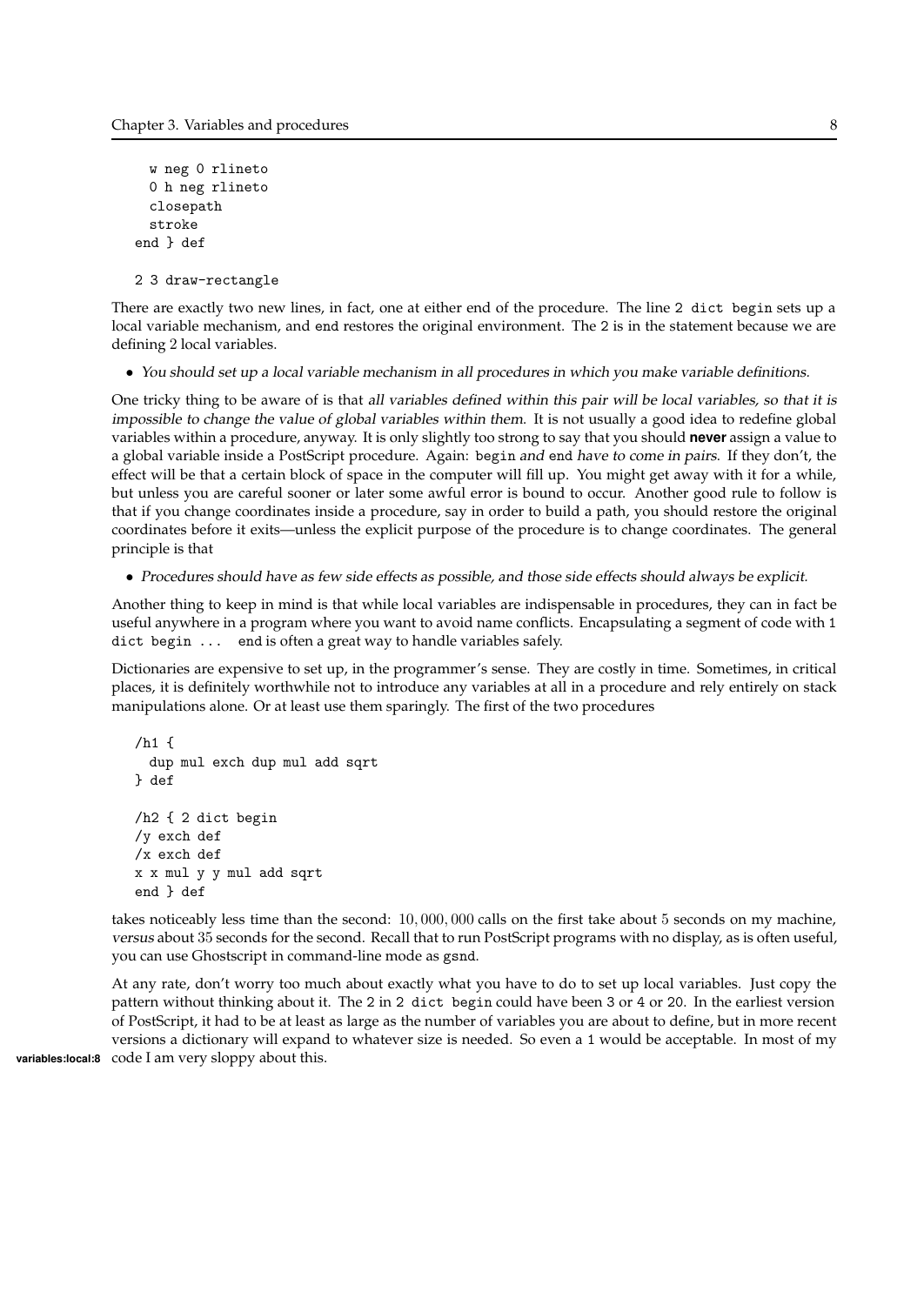```
  w neg 0 rlineto
  0 h neg rlineto
  closepath
  stroke
end } def

2 3 draw-rectangle
```

There are exactly two new lines, in fact, one at either end of the procedure. The line `2 dict begin` sets up a local variable mechanism, and `end` restores the original environment. The 2 is in the statement because we are defining 2 local variables.

- *You should set up a local variable mechanism in all procedures in which you make variable definitions.*

One tricky thing to be aware of is that *all variables defined within this pair will be local variables, so that it is impossible to change the value of global variables within them.* It is not usually a good idea to redefine global variables within a procedure, anyway. It is only slightly too strong to say that you should **never** assign a value to a global variable inside a PostScript procedure. Again: `begin` *and* `end` *have to come in pairs.* If they don't, the effect will be that a certain block of space in the computer will fill up. You might get away with it for a while, but unless you are careful sooner or later some awful error is bound to occur. Another good rule to follow is that if you change coordinates inside a procedure, say in order to build a path, you should restore the original coordinates before it exits—unless the explicit purpose of the procedure is to change coordinates. The general principle is that

- *Procedures should have as few side effects as possible, and those side effects should always be explicit.*

Another thing to keep in mind is that while local variables are indispensable in procedures, they can in fact be useful anywhere in a program where you want to avoid name conflicts. Encapsulating a segment of code with `1 dict begin ... end` is often a great way to handle variables safely.

Dictionaries are expensive to set up, in the programmer's sense. They are costly in time. Sometimes, in critical places, it is definitely worthwhile not to introduce any variables at all in a procedure and rely entirely on stack manipulations alone. Or at least use them sparingly. The first of the two procedures

```
/h1 {
  dup mul exch dup mul add sqrt
} def

/h2 { 2 dict begin
/y exch def
/x exch def
x x mul y y mul add sqrt
end } def
```

takes noticeably less time than the second: $10,000,000$ calls on the first take about $5$ seconds on my machine, *versus* about $35$ seconds for the second. Recall that to run PostScript programs with no display, as is often useful, you can use Ghostscript in command-line mode as `gsnd`.

At any rate, don't worry too much about exactly what you have to do to set up local variables. Just copy the pattern without thinking about it. The 2 in `2 dict begin` could have been 3 or 4 or 20. In the earliest version of PostScript, it had to be at least as large as the number of variables you are about to define, but in more recent versions a dictionary will expand to whatever size is needed. So even a 1 would be acceptable. In most of my code I am very sloppy about this.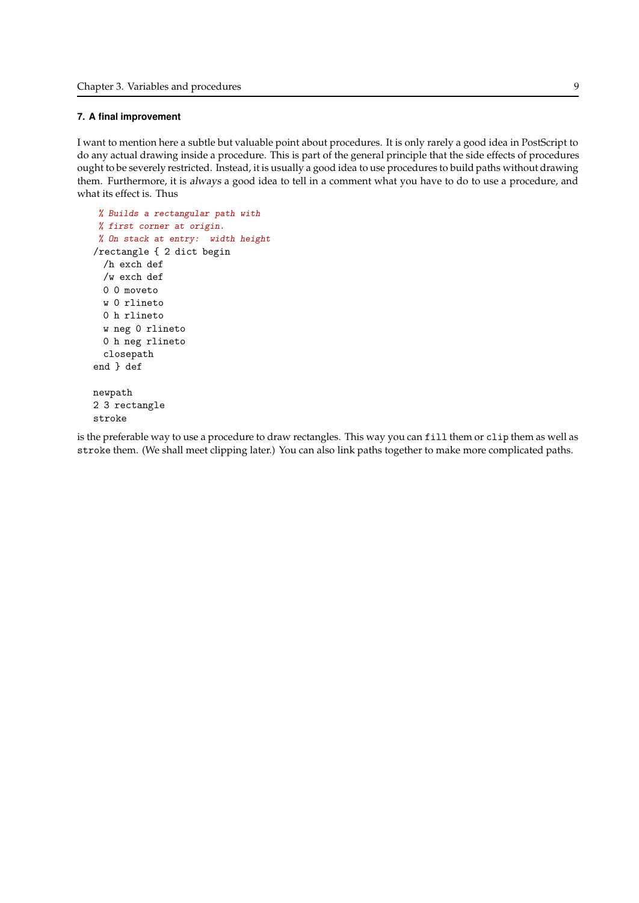#### 7. A final improvement

I want to mention here a subtle but valuable point about procedures. It is only rarely a good idea in PostScript to do any actual drawing inside a procedure. This is part of the general principle that the side effects of procedures ought to be severely restricted. Instead, it is usually a good idea to use procedures to build paths without drawing them. Furthermore, it is *always* a good idea to tell in a comment what you have to do to use a procedure, and what its effect is. Thus

```
 % Builds a rectangular path with
 % first corner at origin.
 % On stack at entry:  width height
/rectangle { 2 dict begin
  /h exch def
  /w exch def
  0 0 moveto
  w 0 rlineto
  0 h rlineto
  w neg 0 rlineto
  0 h neg rlineto
  closepath
end } def

newpath
2 3 rectangle
stroke
```

is the preferable way to use a procedure to draw rectangles. This way you can `fill` them or `clip` them as well as `stroke` them. (We shall meet clipping later.) You can also link paths together to make more complicated paths.